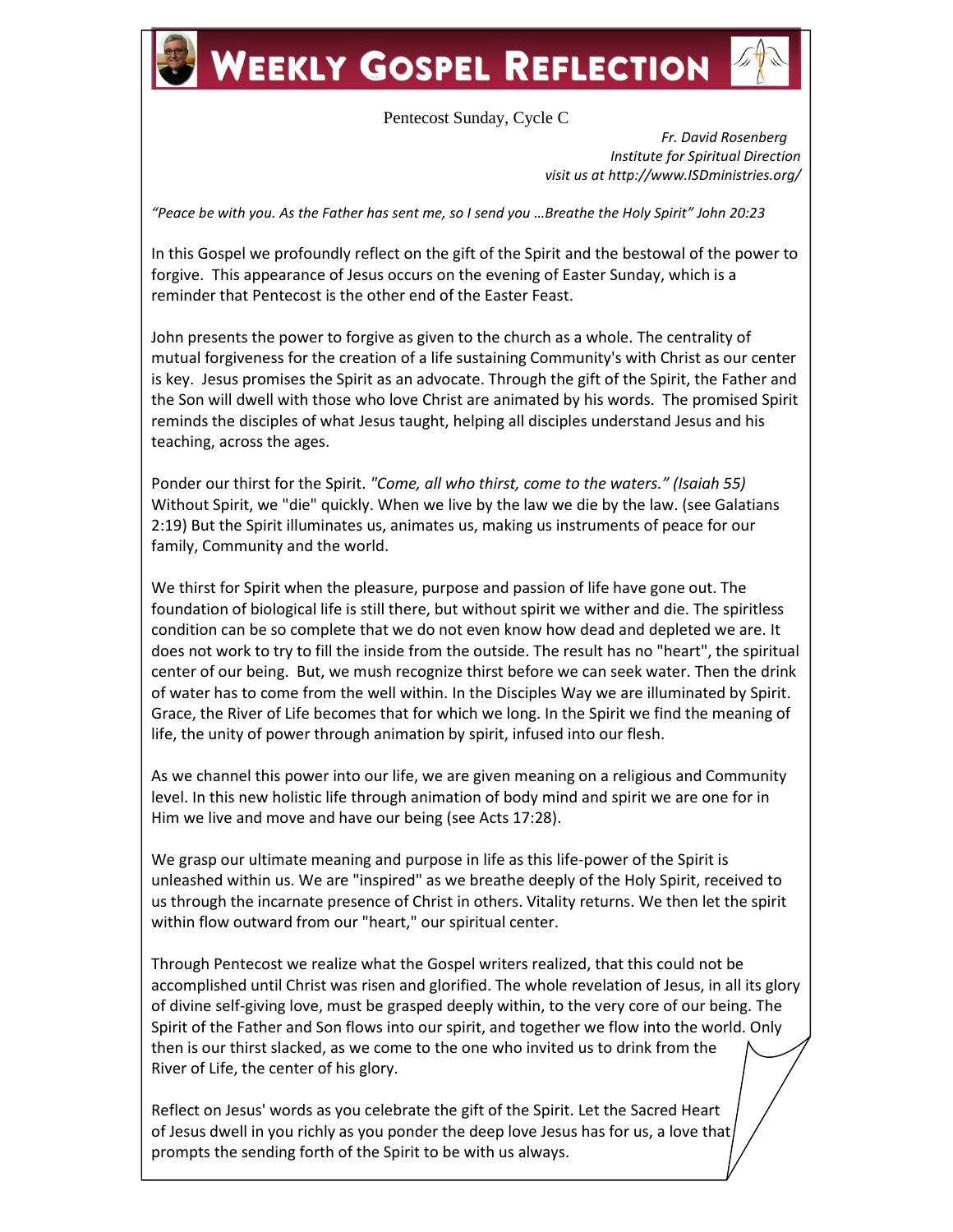# Weekly Gospel Reflection

Pentecost Sunday, Cycle C

*Fr. David Rosenberg*
*Institute for Spiritual Direction*
*visit us at http://www.ISDministries.org/*

*"Peace be with you. As the Father has sent me, so I send you …Breathe the Holy Spirit" John 20:23*

In this Gospel we profoundly reflect on the gift of the Spirit and the bestowal of the power to forgive. This appearance of Jesus occurs on the evening of Easter Sunday, which is a reminder that Pentecost is the other end of the Easter Feast.

John presents the power to forgive as given to the church as a whole. The centrality of mutual forgiveness for the creation of a life sustaining Community's with Christ as our center is key. Jesus promises the Spirit as an advocate. Through the gift of the Spirit, the Father and the Son will dwell with those who love Christ are animated by his words. The promised Spirit reminds the disciples of what Jesus taught, helping all disciples understand Jesus and his teaching, across the ages.

Ponder our thirst for the Spirit. *"Come, all who thirst, come to the waters." (Isaiah 55)* Without Spirit, we "die" quickly. When we live by the law we die by the law. (see Galatians 2:19) But the Spirit illuminates us, animates us, making us instruments of peace for our family, Community and the world.

We thirst for Spirit when the pleasure, purpose and passion of life have gone out. The foundation of biological life is still there, but without spirit we wither and die. The spiritless condition can be so complete that we do not even know how dead and depleted we are. It does not work to try to fill the inside from the outside. The result has no "heart", the spiritual center of our being. But, we mush recognize thirst before we can seek water. Then the drink of water has to come from the well within. In the Disciples Way we are illuminated by Spirit. Grace, the River of Life becomes that for which we long. In the Spirit we find the meaning of life, the unity of power through animation by spirit, infused into our flesh.

As we channel this power into our life, we are given meaning on a religious and Community level. In this new holistic life through animation of body mind and spirit we are one for in Him we live and move and have our being (see Acts 17:28).

We grasp our ultimate meaning and purpose in life as this life-power of the Spirit is unleashed within us. We are "inspired" as we breathe deeply of the Holy Spirit, received to us through the incarnate presence of Christ in others. Vitality returns. We then let the spirit within flow outward from our "heart," our spiritual center.

Through Pentecost we realize what the Gospel writers realized, that this could not be accomplished until Christ was risen and glorified. The whole revelation of Jesus, in all its glory of divine self-giving love, must be grasped deeply within, to the very core of our being. The Spirit of the Father and Son flows into our spirit, and together we flow into the world. Only then is our thirst slacked, as we come to the one who invited us to drink from the River of Life, the center of his glory.

Reflect on Jesus' words as you celebrate the gift of the Spirit. Let the Sacred Heart of Jesus dwell in you richly as you ponder the deep love Jesus has for us, a love that prompts the sending forth of the Spirit to be with us always.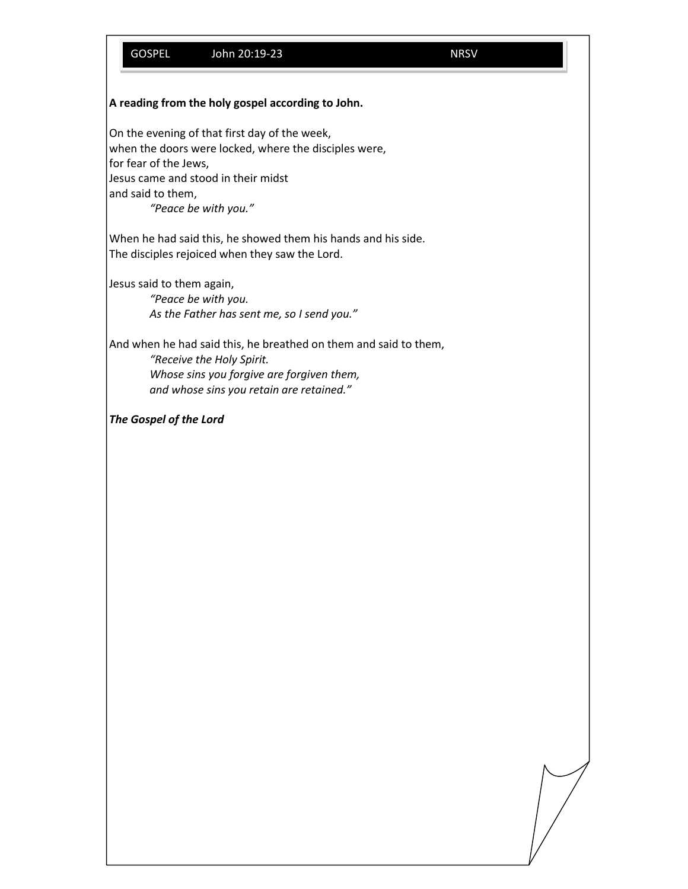GOSPEL John 20:19-23 NRSV

**A reading from the holy gospel according to John.**

On the evening of that first day of the week,
when the doors were locked, where the disciples were,
for fear of the Jews,
Jesus came and stood in their midst
and said to them,
*"Peace be with you."*

When he had said this, he showed them his hands and his side.
The disciples rejoiced when they saw the Lord.

Jesus said to them again,
*"Peace be with you.*
*As the Father has sent me, so I send you."*

And when he had said this, he breathed on them and said to them,
*"Receive the Holy Spirit.*
*Whose sins you forgive are forgiven them,*
*and whose sins you retain are retained."*

***The Gospel of the Lord***